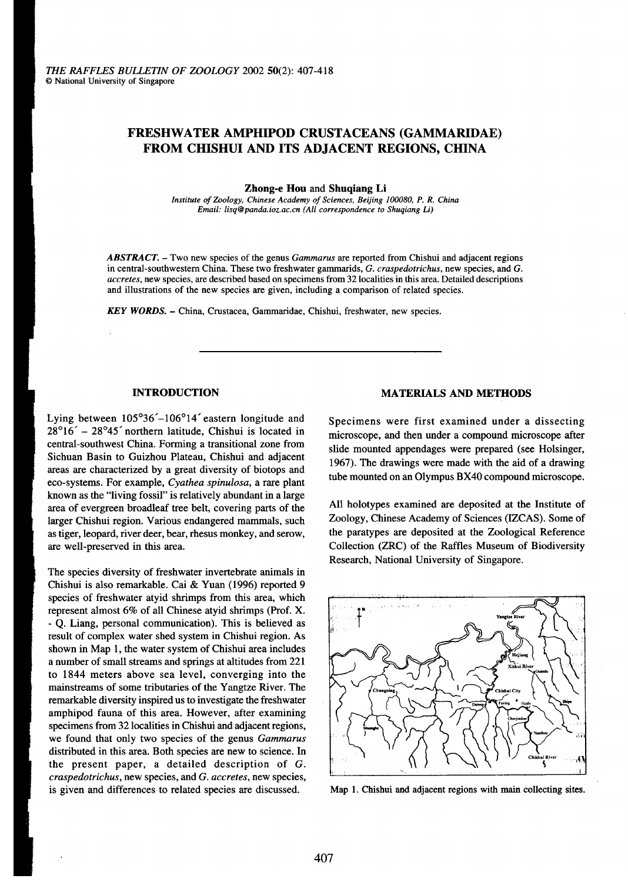# FRESHWATER AMPHIPOD CRUSTACEANS (GAMMARIDAE) FROM CHISHUI AND ITS ADJACENT REGIONS, CHINA

**Zhong-e Hou** and **Shuqiang Li**

*Institute of Zoology, Chinese Academy of Sciences, Beijing 100080, P. R. China*
*Email: lisq@panda.ioz.ac.cn (All correspondence to Shuqiang Li)*

***ABSTRACT.*** – Two new species of the genus *Gammarus* are reported from Chishui and adjacent regions in central-southwestern China. These two freshwater gammarids, *G. craspedotrichus*, new species, and *G. accretes*, new species, are described based on specimens from 32 localities in this area. Detailed descriptions and illustrations of the new species are given, including a comparison of related species.

***KEY WORDS.*** – China, Crustacea, Gammaridae, Chishui, freshwater, new species.

## INTRODUCTION

Lying between 105°36′–106°14′ eastern longitude and 28°16′ – 28°45′ northern latitude, Chishui is located in central-southwest China. Forming a transitional zone from Sichuan Basin to Guizhou Plateau, Chishui and adjacent areas are characterized by a great diversity of biotops and eco-systems. For example, *Cyathea spinulosa*, a rare plant known as the "living fossil" is relatively abundant in a large area of evergreen broadleaf tree belt, covering parts of the larger Chishui region. Various endangered mammals, such as tiger, leopard, river deer, bear, rhesus monkey, and serow, are well-preserved in this area.

The species diversity of freshwater invertebrate animals in Chishui is also remarkable. Cai & Yuan (1996) reported 9 species of freshwater atyid shrimps from this area, which represent almost 6% of all Chinese atyid shrimps (Prof. X. - Q. Liang, personal communication). This is believed as result of complex water shed system in Chishui region. As shown in Map 1, the water system of Chishui area includes a number of small streams and springs at altitudes from 221 to 1844 meters above sea level, converging into the mainstreams of some tributaries of the Yangtze River. The remarkable diversity inspired us to investigate the freshwater amphipod fauna of this area. However, after examining specimens from 32 localities in Chishui and adjacent regions, we found that only two species of the genus *Gammarus* distributed in this area. Both species are new to science. In the present paper, a detailed description of *G. craspedotrichus*, new species, and *G. accretes*, new species, is given and differences to related species are discussed.

## MATERIALS AND METHODS

Specimens were first examined under a dissecting microscope, and then under a compound microscope after slide mounted appendages were prepared (see Holsinger, 1967). The drawings were made with the aid of a drawing tube mounted on an Olympus BX40 compound microscope.

All holotypes examined are deposited at the Institute of Zoology, Chinese Academy of Sciences (IZCAS). Some of the paratypes are deposited at the Zoological Reference Collection (ZRC) of the Raffles Museum of Biodiversity Research, National University of Singapore.

Map 1. Chishui and adjacent regions with main collecting sites.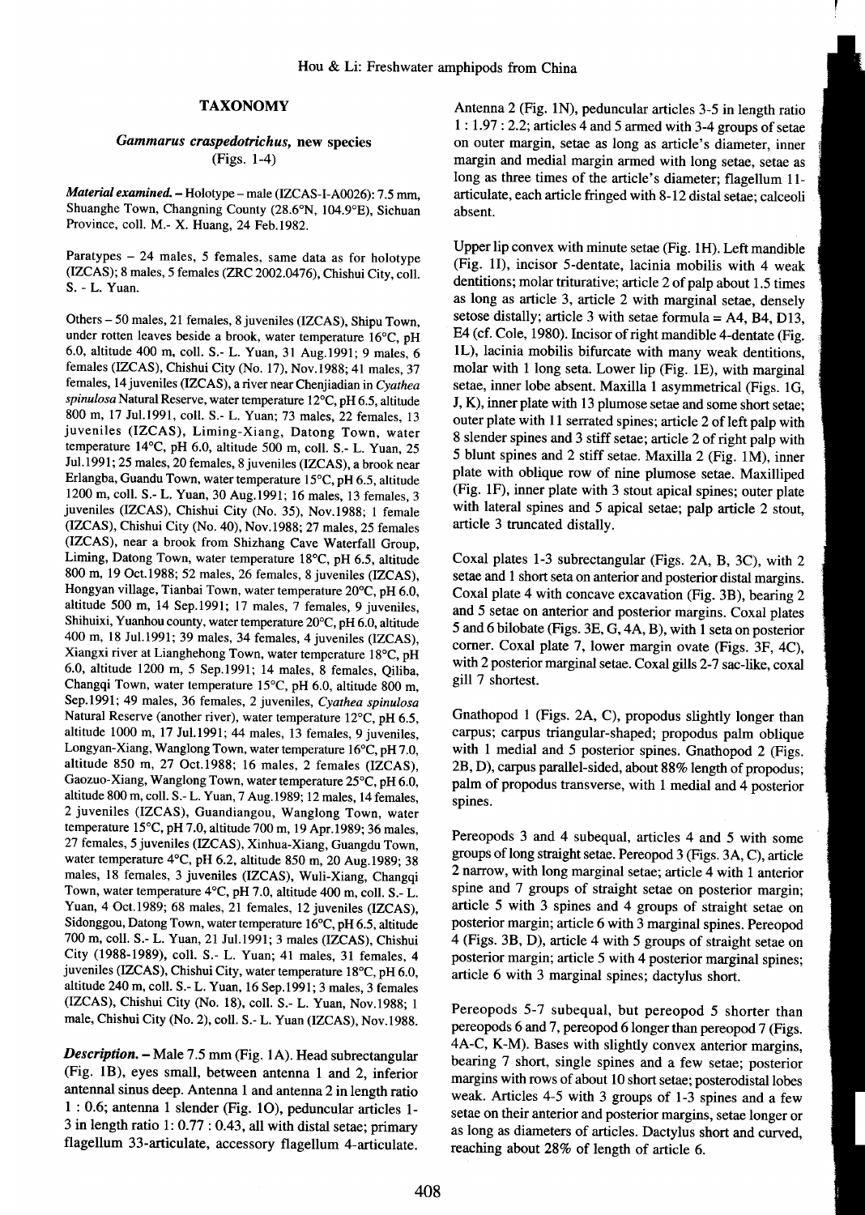## TAXONOMY

### *Gammarus craspedotrichus*, new species

(Figs. 1-4)

***Material examined.*** – Holotype – male (IZCAS-I-A0026): 7.5 mm, Shuanghe Town, Changning County (28.6°N, 104.9°E), Sichuan Province, coll. M.- X. Huang, 24 Feb.1982.

Paratypes – 24 males, 5 females, same data as for holotype (IZCAS); 8 males, 5 females (ZRC 2002.0476), Chishui City, coll. S. - L. Yuan.

Others – 50 males, 21 females, 8 juveniles (IZCAS), Shipu Town, under rotten leaves beside a brook, water temperature 16°C, pH 6.0, altitude 400 m, coll. S.- L. Yuan, 31 Aug.1991; 9 males, 6 females (IZCAS), Chishui City (No. 17), Nov.1988; 41 males, 37 females, 14 juveniles (IZCAS), a river near Chenjiadian in *Cyathea spinulosa* Natural Reserve, water temperature 12°C, pH 6.5, altitude 800 m, 17 Jul.1991, coll. S.- L. Yuan; 73 males, 22 females, 13 juveniles (IZCAS), Liming-Xiang, Datong Town, water temperature 14°C, pH 6.0, altitude 500 m, coll. S.- L. Yuan, 25 Jul.1991; 25 males, 20 females, 8 juveniles (IZCAS), a brook near Erlangba, Guandu Town, water temperature 15°C, pH 6.5, altitude 1200 m, coll. S.- L. Yuan, 30 Aug.1991; 16 males, 13 females, 3 juveniles (IZCAS), Chishui City (No. 35), Nov.1988; 1 female (IZCAS), Chishui City (No. 40), Nov.1988; 27 males, 25 females (IZCAS), near a brook from Shizhang Cave Waterfall Group, Liming, Datong Town, water temperature 18°C, pH 6.5, altitude 800 m, 19 Oct.1988; 52 males, 26 females, 8 juveniles (IZCAS), Hongyan village, Tianbai Town, water temperature 20°C, pH 6.0, altitude 500 m, 14 Sep.1991; 17 males, 7 females, 9 juveniles, Shihuixi, Yuanhou county, water temperature 20°C, pH 6.0, altitude 400 m, 18 Jul.1991; 39 males, 34 females, 4 juveniles (IZCAS), Xiangxi river at Lianghehong Town, water temperature 18°C, pH 6.0, altitude 1200 m, 5 Sep.1991; 14 males, 8 females, Qiliba, Changqi Town, water temperature 15°C, pH 6.0, altitude 800 m, Sep.1991; 49 males, 36 females, 2 juveniles, *Cyathea spinulosa* Natural Reserve (another river), water temperature 12°C, pH 6.5, altitude 1000 m, 17 Jul.1991; 44 males, 13 females, 9 juveniles, Longyan-Xiang, Wanglong Town, water temperature 16°C, pH 7.0, altitude 850 m, 27 Oct.1988; 16 males, 2 females (IZCAS), Gaozuo-Xiang, Wanglong Town, water temperature 25°C, pH 6.0, altitude 800 m, coll. S.- L. Yuan, 7 Aug.1989; 12 males, 14 females, 2 juveniles (IZCAS), Guandiangou, Wanglong Town, water temperature 15°C, pH 7.0, altitude 700 m, 19 Apr.1989; 36 males, 27 females, 5 juveniles (IZCAS), Xinhua-Xiang, Guangdu Town, water temperature 4°C, pH 6.2, altitude 850 m, 20 Aug.1989; 38 males, 18 females, 3 juveniles (IZCAS), Wuli-Xiang, Changqi Town, water temperature 4°C, pH 7.0, altitude 400 m, coll. S.- L. Yuan, 4 Oct.1989; 68 males, 21 females, 12 juveniles (IZCAS), Sidonggou, Datong Town, water temperature 16°C, pH 6.5, altitude 700 m, coll. S.- L. Yuan, 21 Jul.1991; 3 males (IZCAS), Chishui City (1988-1989), coll. S.- L. Yuan; 41 males, 31 females, 4 juveniles (IZCAS), Chishui City, water temperature 18°C, pH 6.0, altitude 240 m, coll. S.- L. Yuan, 16 Sep.1991; 3 males, 3 females (IZCAS), Chishui City (No. 18), coll. S.- L. Yuan, Nov.1988; 1 male, Chishui City (No. 2), coll. S.- L. Yuan (IZCAS), Nov.1988.

***Description.*** – Male 7.5 mm (Fig. 1A). Head subrectangular (Fig. 1B), eyes small, between antenna 1 and 2, inferior antennal sinus deep. Antenna 1 and antenna 2 in length ratio 1 : 0.6; antenna 1 slender (Fig. 1O), peduncular articles 1-3 in length ratio 1: 0.77 : 0.43, all with distal setae; primary flagellum 33-articulate, accessory flagellum 4-articulate. Antenna 2 (Fig. 1N), peduncular articles 3-5 in length ratio 1 : 1.97 : 2.2; articles 4 and 5 armed with 3-4 groups of setae on outer margin, setae as long as article's diameter, inner margin and medial margin armed with long setae, setae as long as three times of the article's diameter; flagellum 11-articulate, each article fringed with 8-12 distal setae; calceoli absent.

Upper lip convex with minute setae (Fig. 1H). Left mandible (Fig. 1I), incisor 5-dentate, lacinia mobilis with 4 weak dentitions; molar triturative; article 2 of palp about 1.5 times as long as article 3, article 2 with marginal setae, densely setose distally; article 3 with setae formula = A4, B4, D13, E4 (cf. Cole, 1980). Incisor of right mandible 4-dentate (Fig. 1L), lacinia mobilis bifurcate with many weak dentitions, molar with 1 long seta. Lower lip (Fig. 1E), with marginal setae, inner lobe absent. Maxilla 1 asymmetrical (Figs. 1G, J, K), inner plate with 13 plumose setae and some short setae; outer plate with 11 serrated spines; article 2 of left palp with 8 slender spines and 3 stiff setae; article 2 of right palp with 5 blunt spines and 2 stiff setae. Maxilla 2 (Fig. 1M), inner plate with oblique row of nine plumose setae. Maxilliped (Fig. 1F), inner plate with 3 stout apical spines; outer plate with lateral spines and 5 apical setae; palp article 2 stout, article 3 truncated distally.

Coxal plates 1-3 subrectangular (Figs. 2A, B, 3C), with 2 setae and 1 short seta on anterior and posterior distal margins. Coxal plate 4 with concave excavation (Fig. 3B), bearing 2 and 5 setae on anterior and posterior margins. Coxal plates 5 and 6 bilobate (Figs. 3E, G, 4A, B), with 1 seta on posterior corner. Coxal plate 7, lower margin ovate (Figs. 3F, 4C), with 2 posterior marginal setae. Coxal gills 2-7 sac-like, coxal gill 7 shortest.

Gnathopod 1 (Figs. 2A, C), propodus slightly longer than carpus; carpus triangular-shaped; propodus palm oblique with 1 medial and 5 posterior spines. Gnathopod 2 (Figs. 2B, D), carpus parallel-sided, about 88% length of propodus; palm of propodus transverse, with 1 medial and 4 posterior spines.

Pereopods 3 and 4 subequal, articles 4 and 5 with some groups of long straight setae. Pereopod 3 (Figs. 3A, C), article 2 narrow, with long marginal setae; article 4 with 1 anterior spine and 7 groups of straight setae on posterior margin; article 5 with 3 spines and 4 groups of straight setae on posterior margin; article 6 with 3 marginal spines. Pereopod 4 (Figs. 3B, D), article 4 with 5 groups of straight setae on posterior margin; article 5 with 4 posterior marginal spines; article 6 with 3 marginal spines; dactylus short.

Pereopods 5-7 subequal, but pereopod 5 shorter than pereopods 6 and 7, pereopod 6 longer than pereopod 7 (Figs. 4A-C, K-M). Bases with slightly convex anterior margins, bearing 7 short, single spines and a few setae; posterior margins with rows of about 10 short setae; posterodistal lobes weak. Articles 4-5 with 3 groups of 1-3 spines and a few setae on their anterior and posterior margins, setae longer or as long as diameters of articles. Dactylus short and curved, reaching about 28% of length of article 6.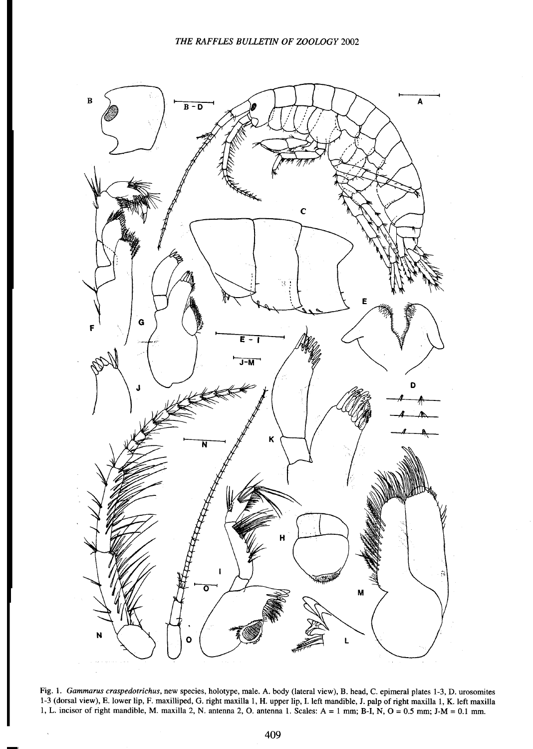Fig. 1. *Gammarus craspedotrichus*, new species, holotype, male. A. body (lateral view), B. head, C. epimeral plates 1-3, D. urosomites 1-3 (dorsal view), E. lower lip, F. maxilliped, G. right maxilla 1, H. upper lip, I. left mandible, J. palp of right maxilla 1, K. left maxilla 1, L. incisor of right mandible, M. maxilla 2, N. antenna 2, O. antenna 1. Scales: A = 1 mm; B-I, N, O = 0.5 mm; J-M = 0.1 mm.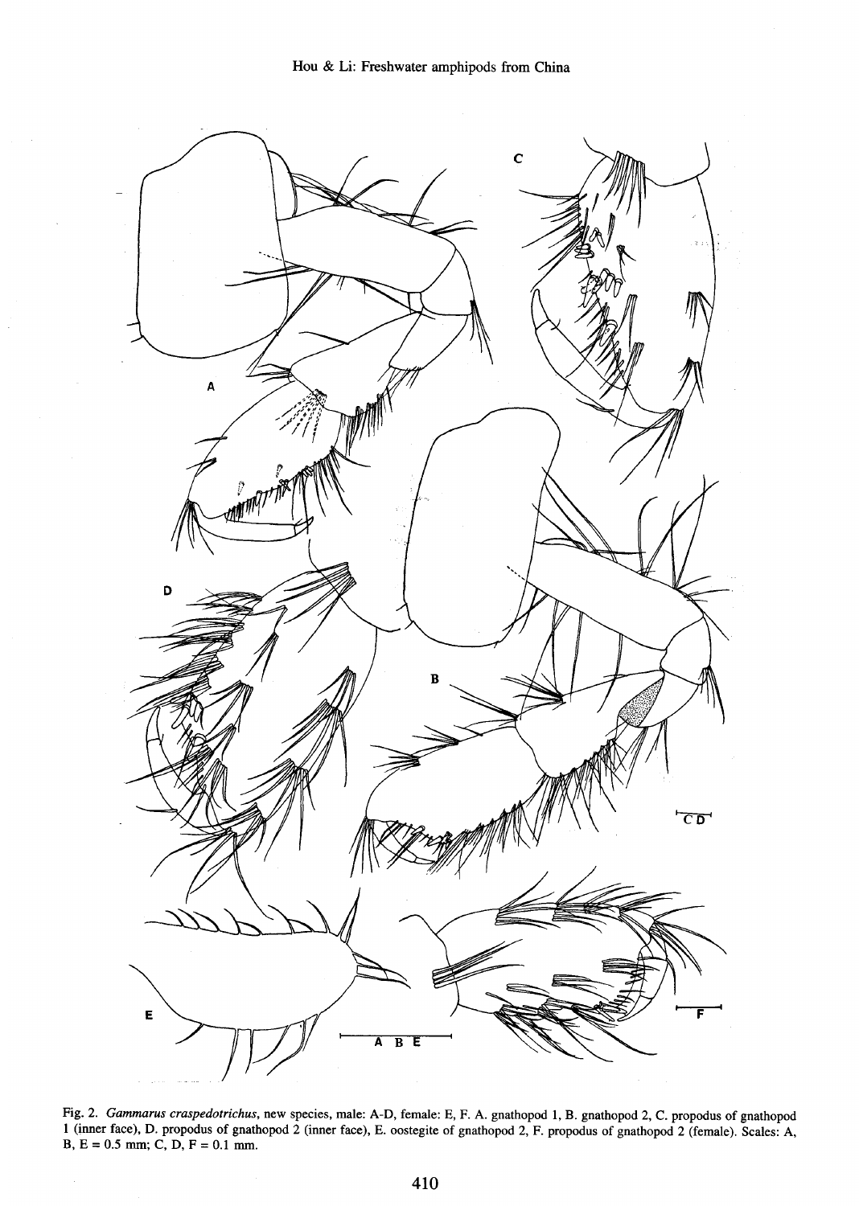Fig. 2. *Gammarus craspedotrichus*, new species, male: A-D, female: E, F. A. gnathopod 1, B. gnathopod 2, C. propodus of gnathopod 1 (inner face), D. propodus of gnathopod 2 (inner face), E. oostegite of gnathopod 2, F. propodus of gnathopod 2 (female). Scales: A, B, E = 0.5 mm; C, D, F = 0.1 mm.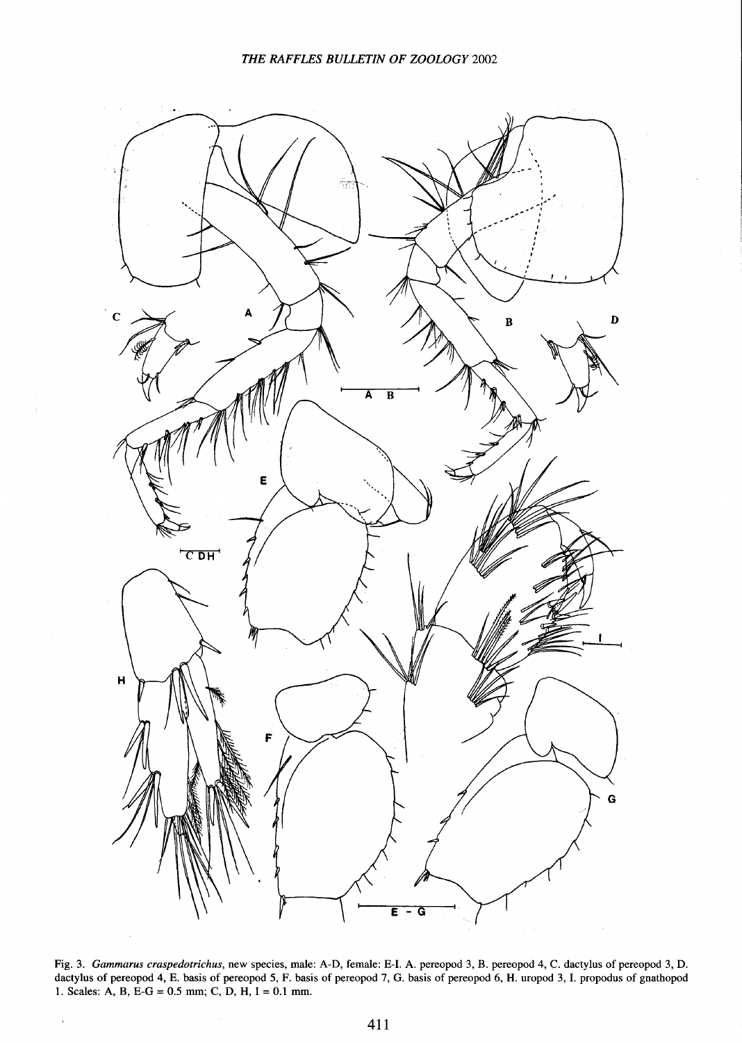Fig. 3. *Gammarus craspedotrichus*, new species, male: A-D, female: E-I. A. pereopod 3, B. pereopod 4, C. dactylus of pereopod 3, D. dactylus of pereopod 4, E. basis of pereopod 5, F. basis of pereopod 7, G. basis of pereopod 6, H. uropod 3, I. propodus of gnathopod 1. Scales: A, B, E-G = 0.5 mm; C, D, H, I = 0.1 mm.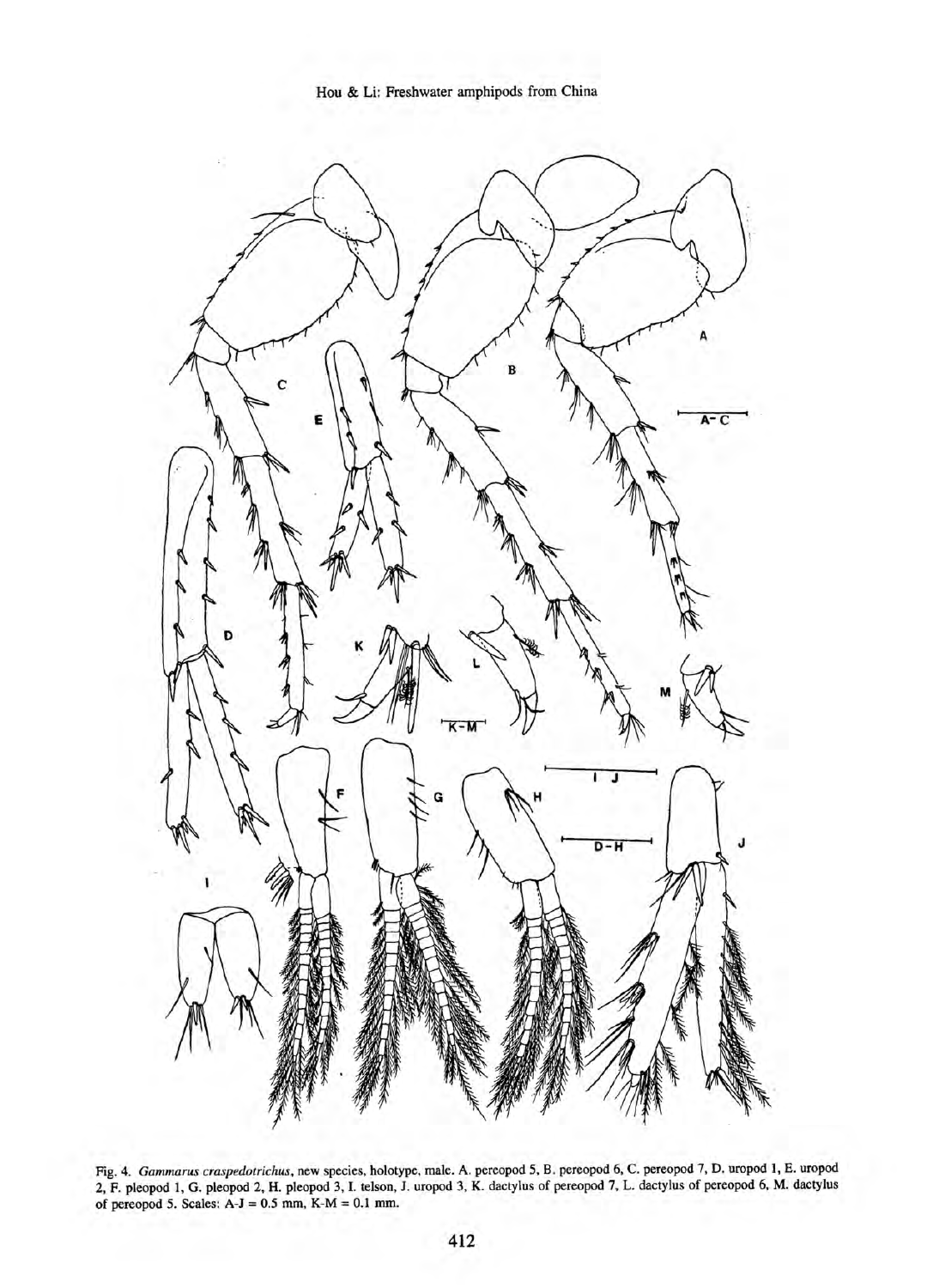Fig. 4. *Gammarus craspedotrichus*, new species, holotype, male. A. pereopod 5, B. pereopod 6, C. pereopod 7, D. uropod 1, E. uropod 2, F. pleopod 1, G. pleopod 2, H. pleopod 3, I. telson, J. uropod 3, K. dactylus of pereopod 7, L. dactylus of pereopod 6, M. dactylus of pereopod 5. Scales: A-J = 0.5 mm, K-M = 0.1 mm.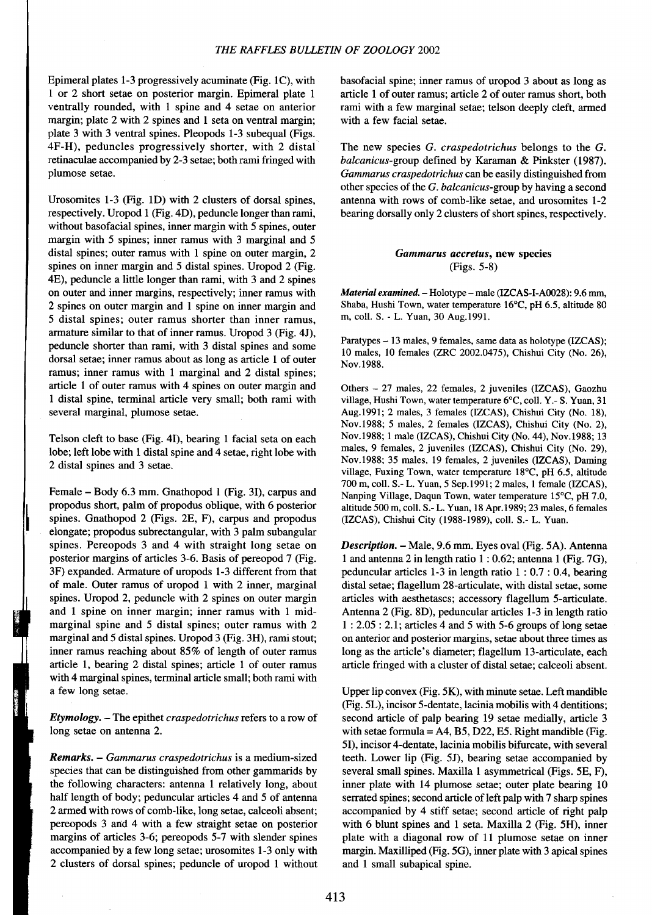Epimeral plates 1-3 progressively acuminate (Fig. 1C), with 1 or 2 short setae on posterior margin. Epimeral plate 1 ventrally rounded, with 1 spine and 4 setae on anterior margin; plate 2 with 2 spines and 1 seta on ventral margin; plate 3 with 3 ventral spines. Pleopods 1-3 subequal (Figs. 4F-H), peduncles progressively shorter, with 2 distal retinaculae accompanied by 2-3 setae; both rami fringed with plumose setae.

Urosomites 1-3 (Fig. 1D) with 2 clusters of dorsal spines, respectively. Uropod 1 (Fig. 4D), peduncle longer than rami, without basofacial spines, inner margin with 5 spines, outer margin with 5 spines; inner ramus with 3 marginal and 5 distal spines; outer ramus with 1 spine on outer margin, 2 spines on inner margin and 5 distal spines. Uropod 2 (Fig. 4E), peduncle a little longer than rami, with 3 and 2 spines on outer and inner margins, respectively; inner ramus with 2 spines on outer margin and 1 spine on inner margin and 5 distal spines; outer ramus shorter than inner ramus, armature similar to that of inner ramus. Uropod 3 (Fig. 4J), peduncle shorter than rami, with 3 distal spines and some dorsal setae; inner ramus about as long as article 1 of outer ramus; inner ramus with 1 marginal and 2 distal spines; article 1 of outer ramus with 4 spines on outer margin and 1 distal spine, terminal article very small; both rami with several marginal, plumose setae.

Telson cleft to base (Fig. 4I), bearing 1 facial seta on each lobe; left lobe with 1 distal spine and 4 setae, right lobe with 2 distal spines and 3 setae.

Female – Body 6.3 mm. Gnathopod 1 (Fig. 3I), carpus and propodus short, palm of propodus oblique, with 6 posterior spines. Gnathopod 2 (Figs. 2E, F), carpus and propodus elongate; propodus subrectangular, with 3 palm subangular spines. Pereopods 3 and 4 with straight long setae on posterior margins of articles 3-6. Basis of pereopod 7 (Fig. 3F) expanded. Armature of uropods 1-3 different from that of male. Outer ramus of uropod 1 with 2 inner, marginal spines. Uropod 2, peduncle with 2 spines on outer margin and 1 spine on inner margin; inner ramus with 1 mid-marginal spine and 5 distal spines; outer ramus with 2 marginal and 5 distal spines. Uropod 3 (Fig. 3H), rami stout; inner ramus reaching about 85% of length of outer ramus article 1, bearing 2 distal spines; article 1 of outer ramus with 4 marginal spines, terminal article small; both rami with a few long setae.

***Etymology***. – The epithet *craspedotrichus* refers to a row of long setae on antenna 2.

***Remarks***. – *Gammarus craspedotrichus* is a medium-sized species that can be distinguished from other gammarids by the following characters: antenna 1 relatively long, about half length of body; peduncular articles 4 and 5 of antenna 2 armed with rows of comb-like, long setae, calceoli absent; pereopods 3 and 4 with a few straight setae on posterior margins of articles 3-6; pereopods 5-7 with slender spines accompanied by a few long setae; urosomites 1-3 only with 2 clusters of dorsal spines; peduncle of uropod 1 without basofacial spine; inner ramus of uropod 3 about as long as article 1 of outer ramus; article 2 of outer ramus short, both rami with a few marginal setae; telson deeply cleft, armed with a few facial setae.

The new species *G. craspedotrichus* belongs to the *G. balcanicus*-group defined by Karaman & Pinkster (1987). *Gammarus craspedotrichus* can be easily distinguished from other species of the *G. balcanicus*-group by having a second antenna with rows of comb-like setae, and urosomites 1-2 bearing dorsally only 2 clusters of short spines, respectively.

## *Gammarus accretus*, new species
(Figs. 5-8)

***Material examined***. – Holotype – male (IZCAS-I-A0028): 9.6 mm, Shaba, Hushi Town, water temperature 16°C, pH 6.5, altitude 80 m, coll. S. - L. Yuan, 30 Aug.1991.

Paratypes – 13 males, 9 females, same data as holotype (IZCAS); 10 males, 10 females (ZRC 2002.0475), Chishui City (No. 26), Nov.1988.

Others – 27 males, 22 females, 2 juveniles (IZCAS), Gaozhu village, Hushi Town, water temperature 6°C, coll. Y.- S. Yuan, 31 Aug.1991; 2 males, 3 females (IZCAS), Chishui City (No. 18), Nov.1988; 5 males, 2 females (IZCAS), Chishui City (No. 2), Nov.1988; 1 male (IZCAS), Chishui City (No. 44), Nov.1988; 13 males, 9 females, 2 juveniles (IZCAS), Chishui City (No. 29), Nov.1988; 35 males, 19 females, 2 juveniles (IZCAS), Daming village, Fuxing Town, water temperature 18°C, pH 6.5, altitude 700 m, coll. S.- L. Yuan, 5 Sep.1991; 2 males, 1 female (IZCAS), Nanping Village, Daqun Town, water temperature 15°C, pH 7.0, altitude 500 m, coll. S.- L. Yuan, 18 Apr.1989; 23 males, 6 females (IZCAS), Chishui City (1988-1989), coll. S.- L. Yuan.

***Description***. – Male, 9.6 mm. Eyes oval (Fig. 5A). Antenna 1 and antenna 2 in length ratio 1 : 0.62; antenna 1 (Fig. 7G), peduncular articles 1-3 in length ratio 1 : 0.7 : 0.4, bearing distal setae; flagellum 28-articulate, with distal setae, some articles with aesthetascs; accessory flagellum 5-articulate. Antenna 2 (Fig. 8D), peduncular articles 1-3 in length ratio 1 : 2.05 : 2.1; articles 4 and 5 with 5-6 groups of long setae on anterior and posterior margins, setae about three times as long as the article's diameter; flagellum 13-articulate, each article fringed with a cluster of distal setae; calceoli absent.

Upper lip convex (Fig. 5K), with minute setae. Left mandible (Fig. 5L), incisor 5-dentate, lacinia mobilis with 4 dentitions; second article of palp bearing 19 setae medially, article 3 with setae formula = A4, B5, D22, E5. Right mandible (Fig. 5I), incisor 4-dentate, lacinia mobilis bifurcate, with several teeth. Lower lip (Fig. 5J), bearing setae accompanied by several small spines. Maxilla 1 asymmetrical (Figs. 5E, F), inner plate with 14 plumose setae; outer plate bearing 10 serrated spines; second article of left palp with 7 sharp spines accompanied by 4 stiff setae; second article of right palp with 6 blunt spines and 1 seta. Maxilla 2 (Fig. 5H), inner plate with a diagonal row of 11 plumose setae on inner margin. Maxilliped (Fig. 5G), inner plate with 3 apical spines and 1 small subapical spine.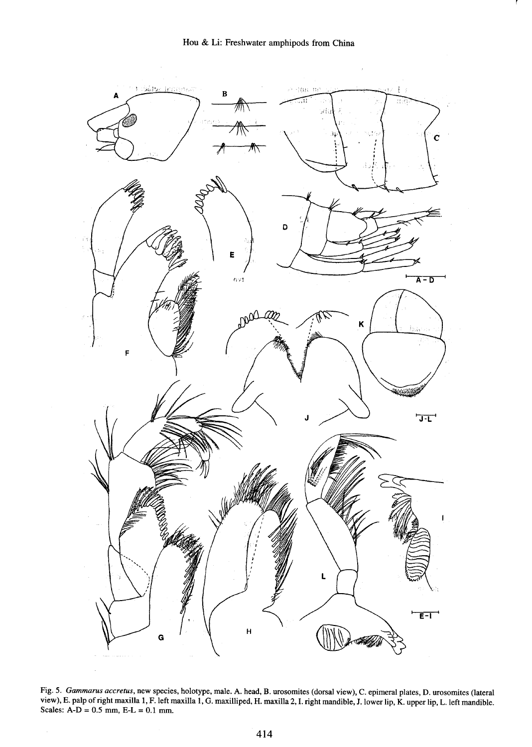Fig. 5. *Gammarus accretus*, new species, holotype, male. A. head, B. urosomites (dorsal view), C. epimeral plates, D. urosomites (lateral view), E. palp of right maxilla 1, F. left maxilla 1, G. maxilliped, H. maxilla 2, I. right mandible, J. lower lip, K. upper lip, L. left mandible. Scales: A-D = 0.5 mm, E-L = 0.1 mm.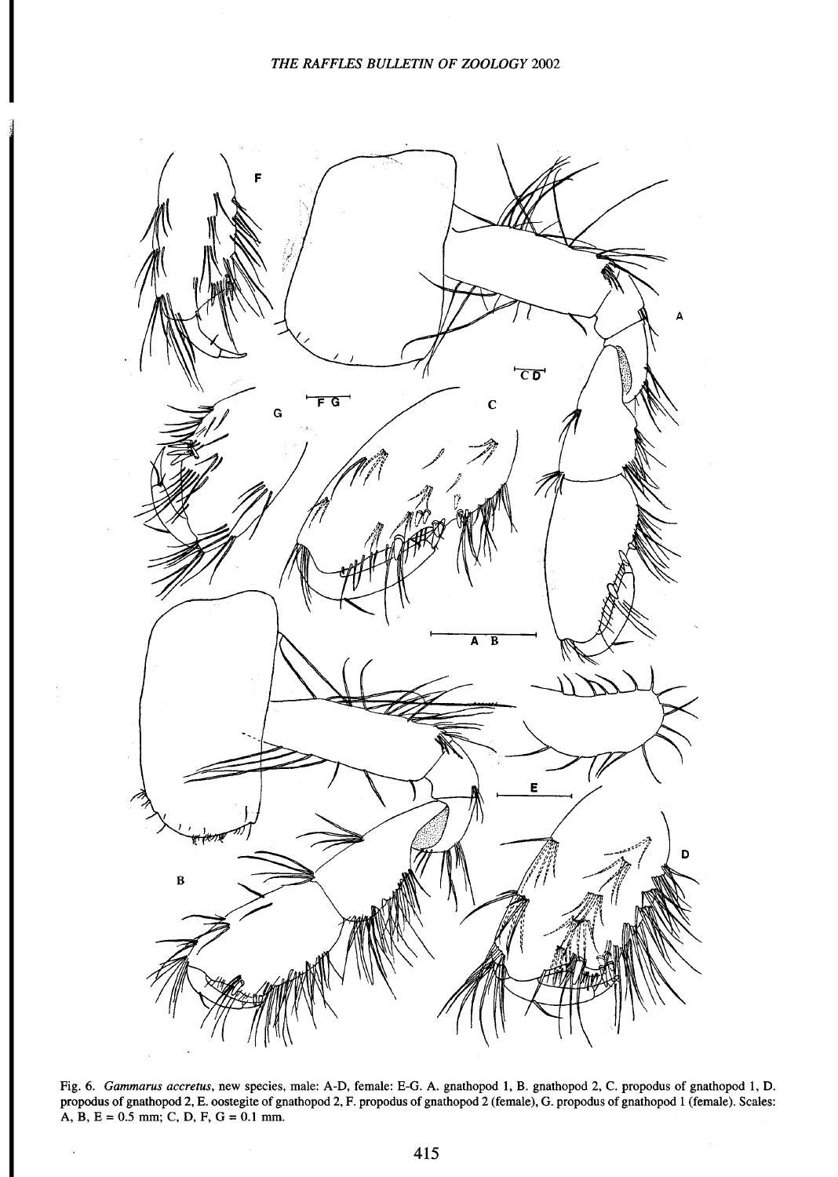Fig. 6. *Gammarus accretus*, new species, male: A-D, female: E-G. A. gnathopod 1, B. gnathopod 2, C. propodus of gnathopod 1, D. propodus of gnathopod 2, E. oostegite of gnathopod 2, F. propodus of gnathopod 2 (female), G. propodus of gnathopod 1 (female). Scales: A, B, E = 0.5 mm; C, D, F, G = 0.1 mm.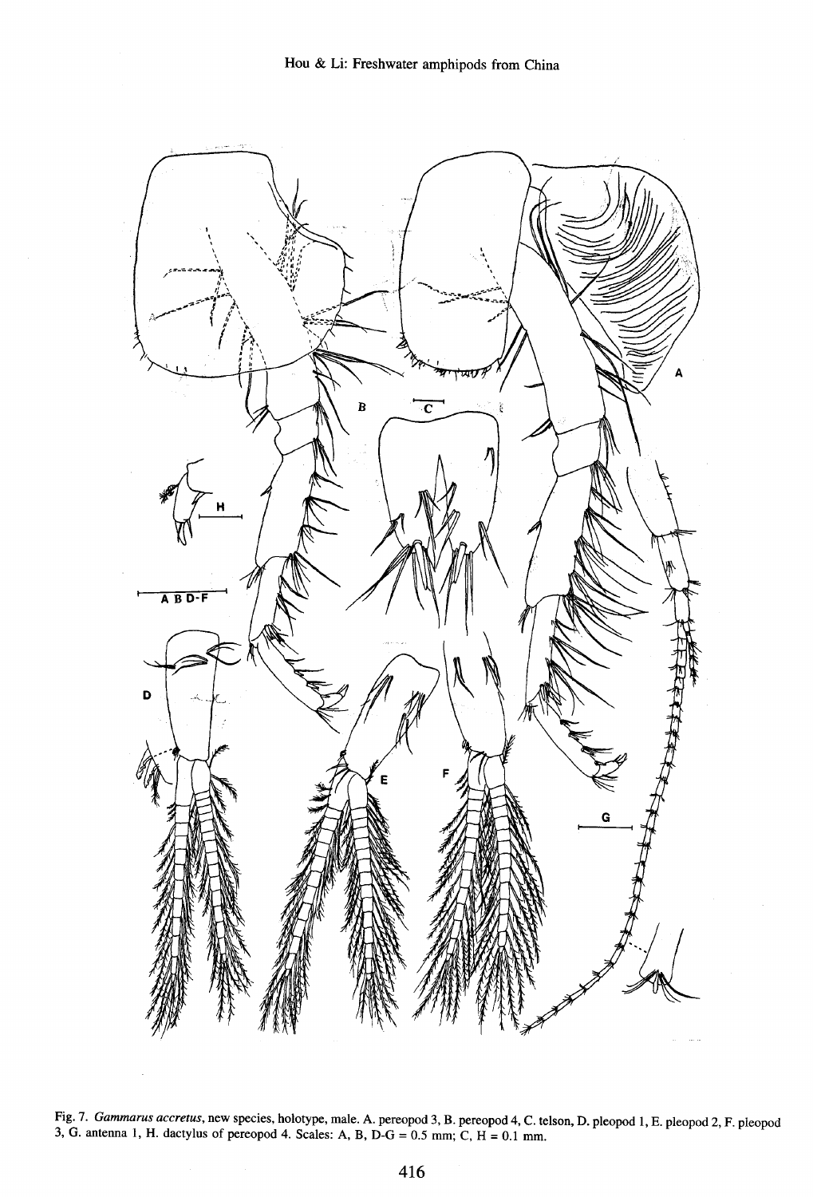Fig. 7. *Gammarus accretus*, new species, holotype, male. A. pereopod 3, B. pereopod 4, C. telson, D. pleopod 1, E. pleopod 2, F. pleopod 3, G. antenna 1, H. dactylus of pereopod 4. Scales: A, B, D-G = 0.5 mm; C, H = 0.1 mm.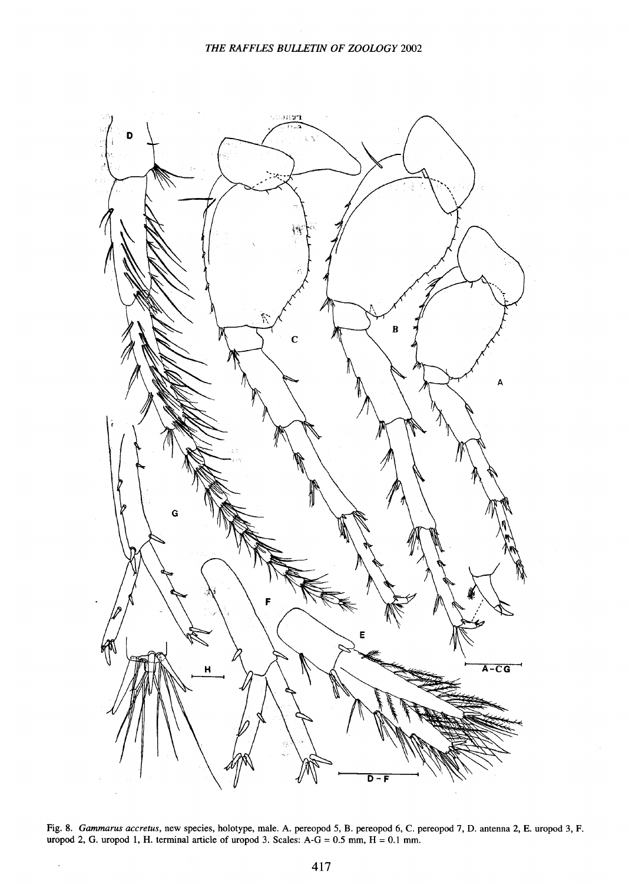Fig. 8. *Gammarus accretus*, new species, holotype, male. A. pereopod 5, B. pereopod 6, C. pereopod 7, D. antenna 2, E. uropod 3, F. uropod 2, G. uropod 1, H. terminal article of uropod 3. Scales: A-G = 0.5 mm, H = 0.1 mm.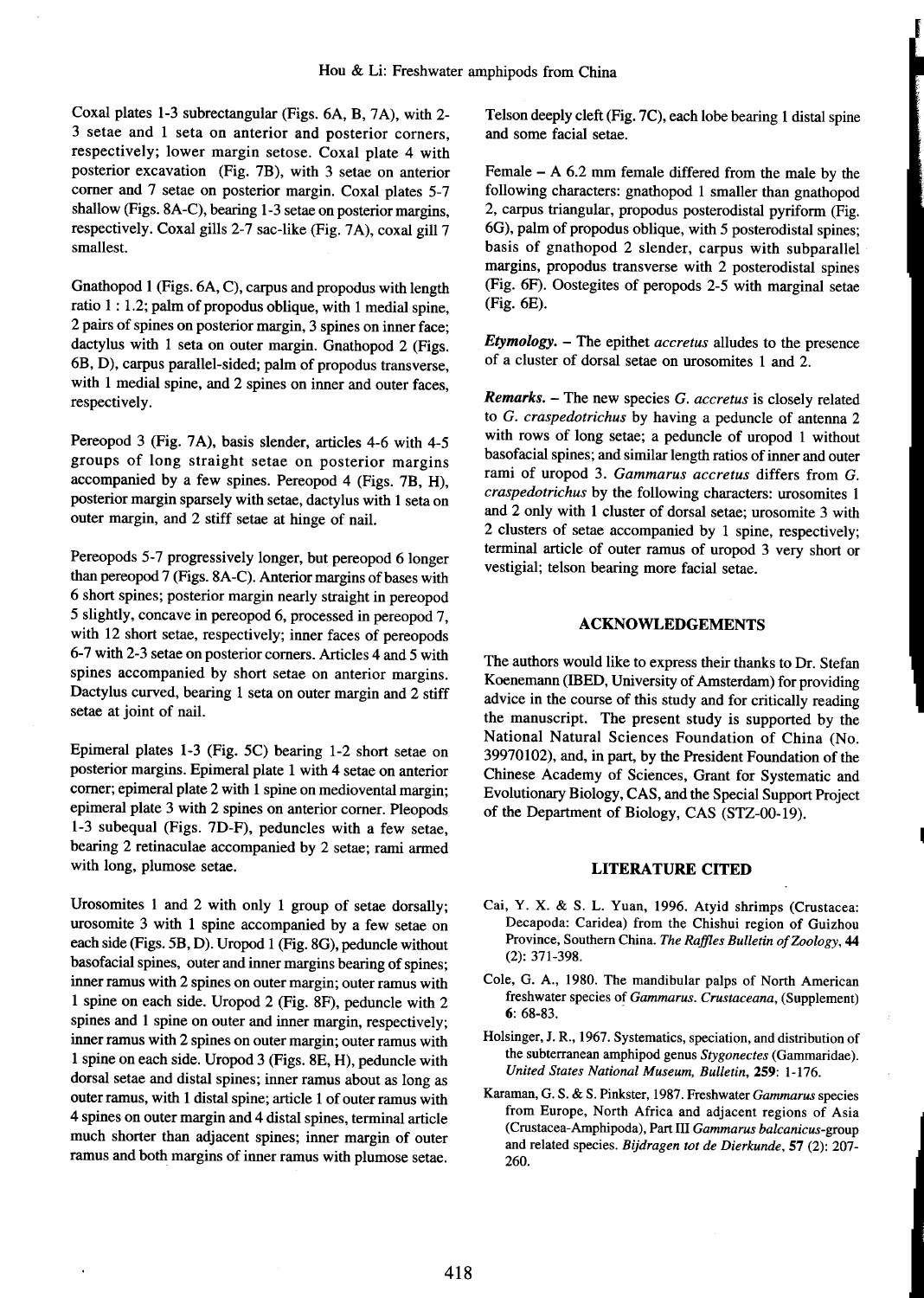Coxal plates 1-3 subrectangular (Figs. 6A, B, 7A), with 2-3 setae and 1 seta on anterior and posterior corners, respectively; lower margin setose. Coxal plate 4 with posterior excavation (Fig. 7B), with 3 setae on anterior corner and 7 setae on posterior margin. Coxal plates 5-7 shallow (Figs. 8A-C), bearing 1-3 setae on posterior margins, respectively. Coxal gills 2-7 sac-like (Fig. 7A), coxal gill 7 smallest.

Gnathopod 1 (Figs. 6A, C), carpus and propodus with length ratio 1 : 1.2; palm of propodus oblique, with 1 medial spine, 2 pairs of spines on posterior margin, 3 spines on inner face; dactylus with 1 seta on outer margin. Gnathopod 2 (Figs. 6B, D), carpus parallel-sided; palm of propodus transverse, with 1 medial spine, and 2 spines on inner and outer faces, respectively.

Pereopod 3 (Fig. 7A), basis slender, articles 4-6 with 4-5 groups of long straight setae on posterior margins accompanied by a few spines. Pereopod 4 (Figs. 7B, H), posterior margin sparsely with setae, dactylus with 1 seta on outer margin, and 2 stiff setae at hinge of nail.

Pereopods 5-7 progressively longer, but pereopod 6 longer than pereopod 7 (Figs. 8A-C). Anterior margins of bases with 6 short spines; posterior margin nearly straight in pereopod 5 slightly, concave in pereopod 6, processed in pereopod 7, with 12 short setae, respectively; inner faces of pereopods 6-7 with 2-3 setae on posterior corners. Articles 4 and 5 with spines accompanied by short setae on anterior margins. Dactylus curved, bearing 1 seta on outer margin and 2 stiff setae at joint of nail.

Epimeral plates 1-3 (Fig. 5C) bearing 1-2 short setae on posterior margins. Epimeral plate 1 with 4 setae on anterior corner; epimeral plate 2 with 1 spine on medioventral margin; epimeral plate 3 with 2 spines on anterior corner. Pleopods 1-3 subequal (Figs. 7D-F), peduncles with a few setae, bearing 2 retinaculae accompanied by 2 setae; rami armed with long, plumose setae.

Urosomites 1 and 2 with only 1 group of setae dorsally; urosomite 3 with 1 spine accompanied by a few setae on each side (Figs. 5B, D). Uropod 1 (Fig. 8G), peduncle without basofacial spines, outer and inner margins bearing of spines; inner ramus with 2 spines on outer margin; outer ramus with 1 spine on each side. Uropod 2 (Fig. 8F), peduncle with 2 spines and 1 spine on outer and inner margin, respectively; inner ramus with 2 spines on outer margin; outer ramus with 1 spine on each side. Uropod 3 (Figs. 8E, H), peduncle with dorsal setae and distal spines; inner ramus about as long as outer ramus, with 1 distal spine; article 1 of outer ramus with 4 spines on outer margin and 4 distal spines, terminal article much shorter than adjacent spines; inner margin of outer ramus and both margins of inner ramus with plumose setae.

Telson deeply cleft (Fig. 7C), each lobe bearing 1 distal spine and some facial setae.

Female – A 6.2 mm female differed from the male by the following characters: gnathopod 1 smaller than gnathopod 2, carpus triangular, propodus posterodistal pyriform (Fig. 6G), palm of propodus oblique, with 5 posterodistal spines; basis of gnathopod 2 slender, carpus with subparallel margins, propodus transverse with 2 posterodistal spines (Fig. 6F). Oostegites of peropods 2-5 with marginal setae (Fig. 6E).

***Etymology.*** – The epithet *accretus* alludes to the presence of a cluster of dorsal setae on urosomites 1 and 2.

***Remarks.*** – The new species *G. accretus* is closely related to *G. craspedotrichus* by having a peduncle of antenna 2 with rows of long setae; a peduncle of uropod 1 without basofacial spines; and similar length ratios of inner and outer rami of uropod 3. *Gammarus accretus* differs from *G. craspedotrichus* by the following characters: urosomites 1 and 2 only with 1 cluster of dorsal setae; urosomite 3 with 2 clusters of setae accompanied by 1 spine, respectively; terminal article of outer ramus of uropod 3 very short or vestigial; telson bearing more facial setae.

## ACKNOWLEDGEMENTS

The authors would like to express their thanks to Dr. Stefan Koenemann (IBED, University of Amsterdam) for providing advice in the course of this study and for critically reading the manuscript. The present study is supported by the National Natural Sciences Foundation of China (No. 39970102), and, in part, by the President Foundation of the Chinese Academy of Sciences, Grant for Systematic and Evolutionary Biology, CAS, and the Special Support Project of the Department of Biology, CAS (STZ-00-19).

## LITERATURE CITED

Cai, Y. X. & S. L. Yuan, 1996. Atyid shrimps (Crustacea: Decapoda: Caridea) from the Chishui region of Guizhou Province, Southern China. *The Raffles Bulletin of Zoology*, **44** (2): 371-398.

Cole, G. A., 1980. The mandibular palps of North American freshwater species of *Gammarus*. *Crustaceana*, (Supplement) **6**: 68-83.

Holsinger, J. R., 1967. Systematics, speciation, and distribution of the subterranean amphipod genus *Stygonectes* (Gammaridae). *United States National Museum, Bulletin*, **259**: 1-176.

Karaman, G. S. & S. Pinkster, 1987. Freshwater *Gammarus* species from Europe, North Africa and adjacent regions of Asia (Crustacea-Amphipoda), Part III *Gammarus balcanicus*-group and related species. *Bijdragen tot de Dierkunde*, **57** (2): 207-260.